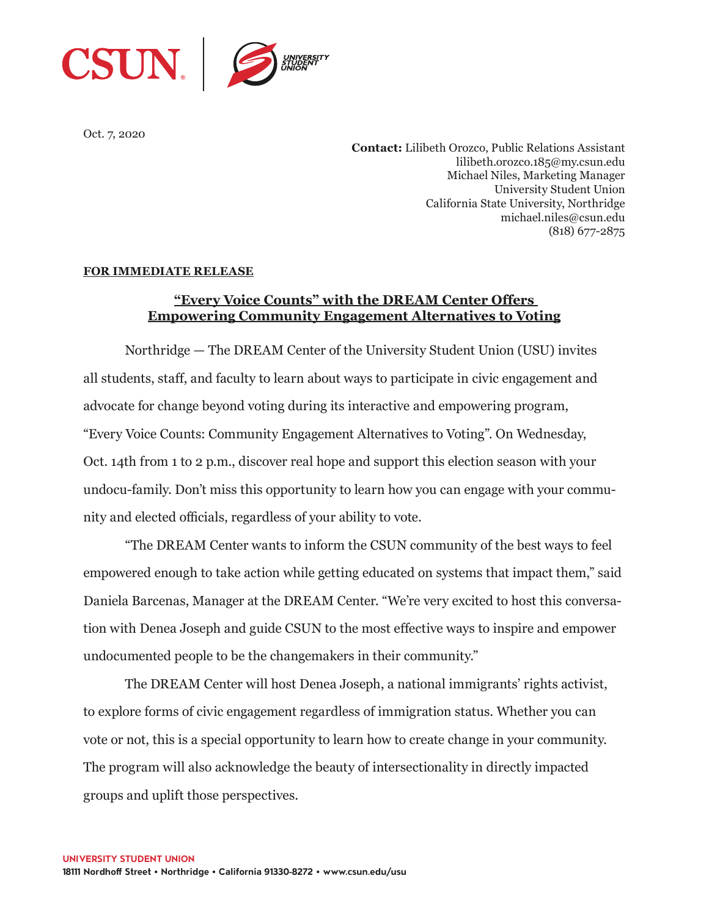Oct. 7, 2020

**Contact:** Lilibeth Orozco, Public Relations Assistant
lilibeth.orozco.185@my.csun.edu
Michael Niles, Marketing Manager
University Student Union
California State University, Northridge
michael.niles@csun.edu
(818) 677-2875

**FOR IMMEDIATE RELEASE**

## "Every Voice Counts" with the DREAM Center Offers Empowering Community Engagement Alternatives to Voting

Northridge — The DREAM Center of the University Student Union (USU) invites all students, staff, and faculty to learn about ways to participate in civic engagement and advocate for change beyond voting during its interactive and empowering program, "Every Voice Counts: Community Engagement Alternatives to Voting". On Wednesday, Oct. 14th from 1 to 2 p.m., discover real hope and support this election season with your undocu-family. Don't miss this opportunity to learn how you can engage with your community and elected officials, regardless of your ability to vote.

"The DREAM Center wants to inform the CSUN community of the best ways to feel empowered enough to take action while getting educated on systems that impact them," said Daniela Barcenas, Manager at the DREAM Center. "We're very excited to host this conversation with Denea Joseph and guide CSUN to the most effective ways to inspire and empower undocumented people to be the changemakers in their community."

The DREAM Center will host Denea Joseph, a national immigrants' rights activist, to explore forms of civic engagement regardless of immigration status. Whether you can vote or not, this is a special opportunity to learn how to create change in your community. The program will also acknowledge the beauty of intersectionality in directly impacted groups and uplift those perspectives.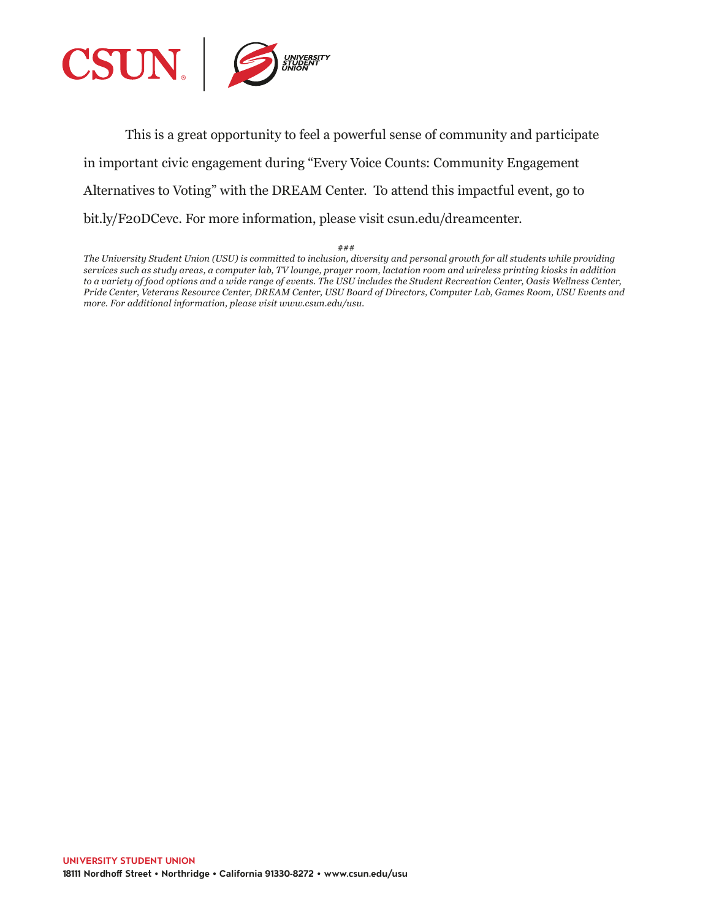This is a great opportunity to feel a powerful sense of community and participate in important civic engagement during "Every Voice Counts: Community Engagement Alternatives to Voting" with the DREAM Center. To attend this impactful event, go to bit.ly/F20DCevc. For more information, please visit csun.edu/dreamcenter.

###

*The University Student Union (USU) is committed to inclusion, diversity and personal growth for all students while providing services such as study areas, a computer lab, TV lounge, prayer room, lactation room and wireless printing kiosks in addition to a variety of food options and a wide range of events. The USU includes the Student Recreation Center, Oasis Wellness Center, Pride Center, Veterans Resource Center, DREAM Center, USU Board of Directors, Computer Lab, Games Room, USU Events and more. For additional information, please visit www.csun.edu/usu.*